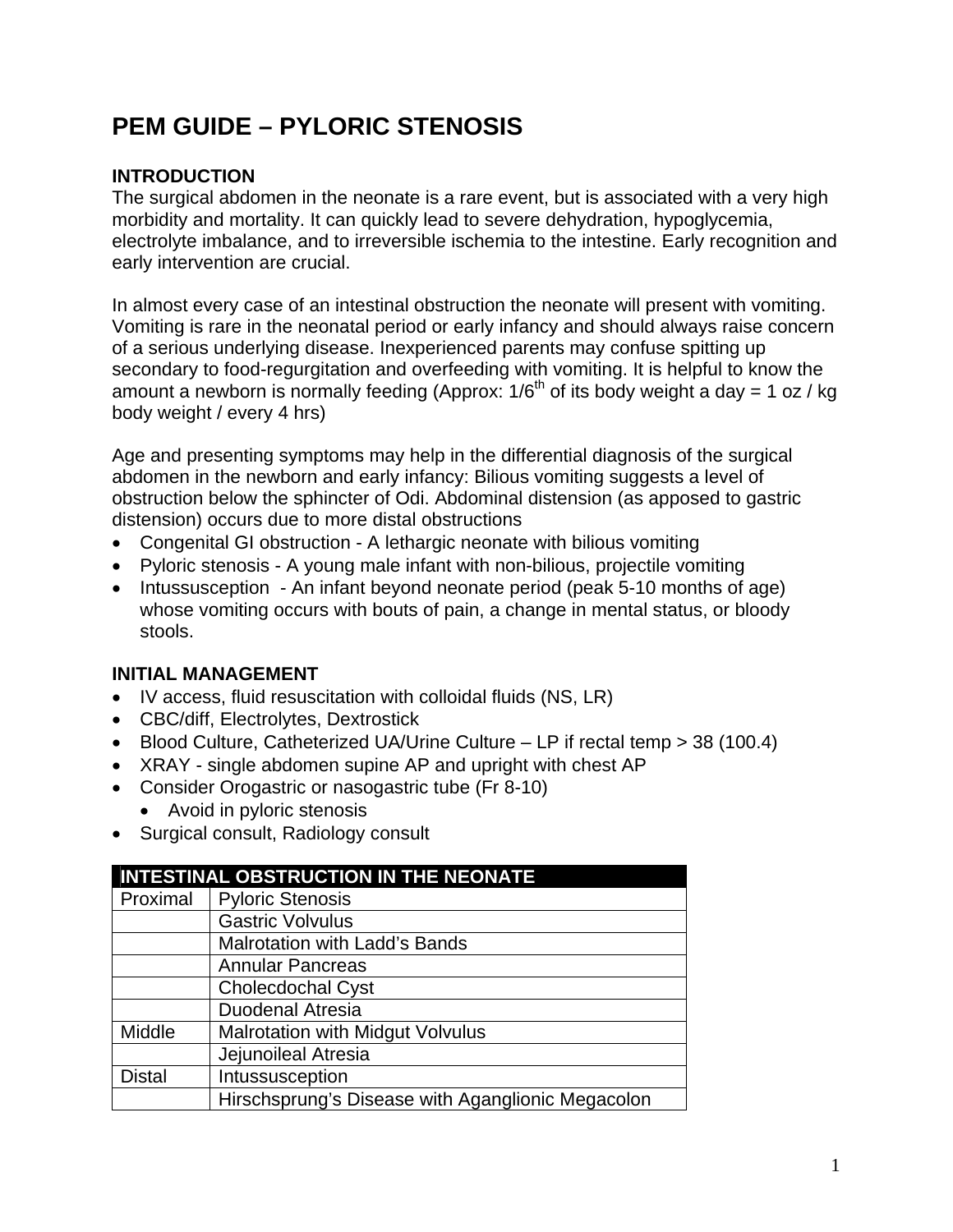# PEM GUIDE – PYLORIC STENOSIS

## INTRODUCTION

The surgical abdomen in the neonate is a rare event, but is associated with a very high morbidity and mortality. It can quickly lead to severe dehydration, hypoglycemia, electrolyte imbalance, and to irreversible ischemia to the intestine. Early recognition and early intervention are crucial.

In almost every case of an intestinal obstruction the neonate will present with vomiting. Vomiting is rare in the neonatal period or early infancy and should always raise concern of a serious underlying disease. Inexperienced parents may confuse spitting up secondary to food-regurgitation and overfeeding with vomiting. It is helpful to know the amount a newborn is normally feeding (Approx: 1/6$^{th}$ of its body weight a day = 1 oz / kg body weight / every 4 hrs)

Age and presenting symptoms may help in the differential diagnosis of the surgical abdomen in the newborn and early infancy: Bilious vomiting suggests a level of obstruction below the sphincter of Odi. Abdominal distension (as apposed to gastric distension) occurs due to more distal obstructions

- Congenital GI obstruction - A lethargic neonate with bilious vomiting
- Pyloric stenosis - A young male infant with non-bilious, projectile vomiting
- Intussusception - An infant beyond neonate period (peak 5-10 months of age) whose vomiting occurs with bouts of pain, a change in mental status, or bloody stools.

## INITIAL MANAGEMENT

- IV access, fluid resuscitation with colloidal fluids (NS, LR)
- CBC/diff, Electrolytes, Dextrostick
- Blood Culture, Catheterized UA/Urine Culture – LP if rectal temp > 38 (100.4)
- XRAY - single abdomen supine AP and upright with chest AP
- Consider Orogastric or nasogastric tube (Fr 8-10)
  - Avoid in pyloric stenosis
- Surgical consult, Radiology consult

| INTESTINAL OBSTRUCTION IN THE NEONATE | |
|---|---|
| Proximal | Pyloric Stenosis |
| | Gastric Volvulus |
| | Malrotation with Ladd's Bands |
| | Annular Pancreas |
| | Cholecdochal Cyst |
| | Duodenal Atresia |
| Middle | Malrotation with Midgut Volvulus |
| | Jejunoileal Atresia |
| Distal | Intussusception |
| | Hirschsprung's Disease with Aganglionic Megacolon |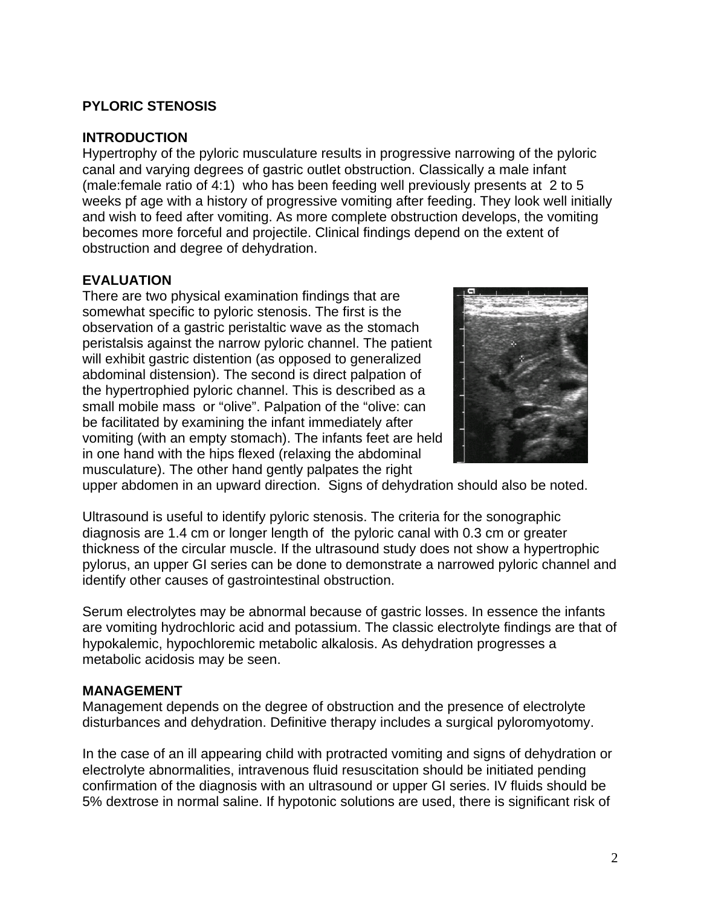**PYLORIC STENOSIS**

**INTRODUCTION**
Hypertrophy of the pyloric musculature results in progressive narrowing of the pyloric canal and varying degrees of gastric outlet obstruction. Classically a male infant (male:female ratio of 4:1) who has been feeding well previously presents at 2 to 5 weeks pf age with a history of progressive vomiting after feeding. They look well initially and wish to feed after vomiting. As more complete obstruction develops, the vomiting becomes more forceful and projectile. Clinical findings depend on the extent of obstruction and degree of dehydration.

**EVALUATION**
There are two physical examination findings that are somewhat specific to pyloric stenosis. The first is the observation of a gastric peristaltic wave as the stomach peristalsis against the narrow pyloric channel. The patient will exhibit gastric distention (as opposed to generalized abdominal distension). The second is direct palpation of the hypertrophied pyloric channel. This is described as a small mobile mass or "olive". Palpation of the "olive: can be facilitated by examining the infant immediately after vomiting (with an empty stomach). The infants feet are held in one hand with the hips flexed (relaxing the abdominal musculature). The other hand gently palpates the right upper abdomen in an upward direction. Signs of dehydration should also be noted.

Ultrasound is useful to identify pyloric stenosis. The criteria for the sonographic diagnosis are 1.4 cm or longer length of the pyloric canal with 0.3 cm or greater thickness of the circular muscle. If the ultrasound study does not show a hypertrophic pylorus, an upper GI series can be done to demonstrate a narrowed pyloric channel and identify other causes of gastrointestinal obstruction.

Serum electrolytes may be abnormal because of gastric losses. In essence the infants are vomiting hydrochloric acid and potassium. The classic electrolyte findings are that of hypokalemic, hypochloremic metabolic alkalosis. As dehydration progresses a metabolic acidosis may be seen.

**MANAGEMENT**
Management depends on the degree of obstruction and the presence of electrolyte disturbances and dehydration. Definitive therapy includes a surgical pyloromyotomy.

In the case of an ill appearing child with protracted vomiting and signs of dehydration or electrolyte abnormalities, intravenous fluid resuscitation should be initiated pending confirmation of the diagnosis with an ultrasound or upper GI series. IV fluids should be 5% dextrose in normal saline. If hypotonic solutions are used, there is significant risk of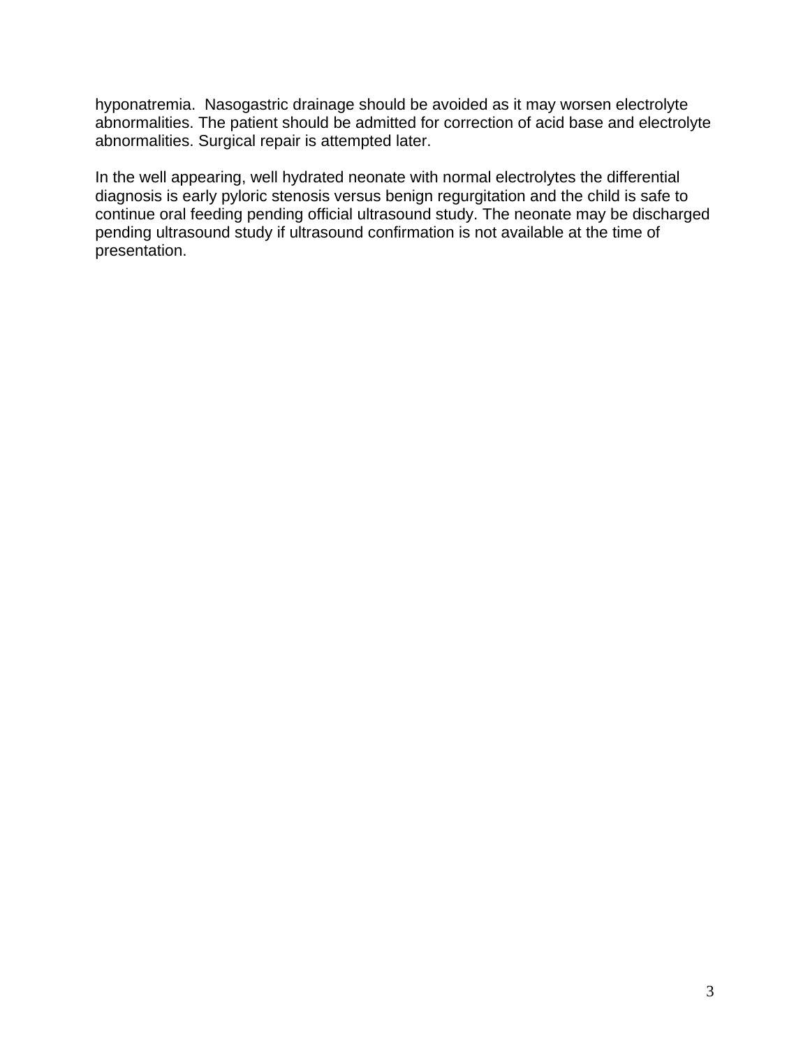hyponatremia.  Nasogastric drainage should be avoided as it may worsen electrolyte abnormalities. The patient should be admitted for correction of acid base and electrolyte abnormalities. Surgical repair is attempted later.

In the well appearing, well hydrated neonate with normal electrolytes the differential diagnosis is early pyloric stenosis versus benign regurgitation and the child is safe to continue oral feeding pending official ultrasound study. The neonate may be discharged pending ultrasound study if ultrasound confirmation is not available at the time of presentation.